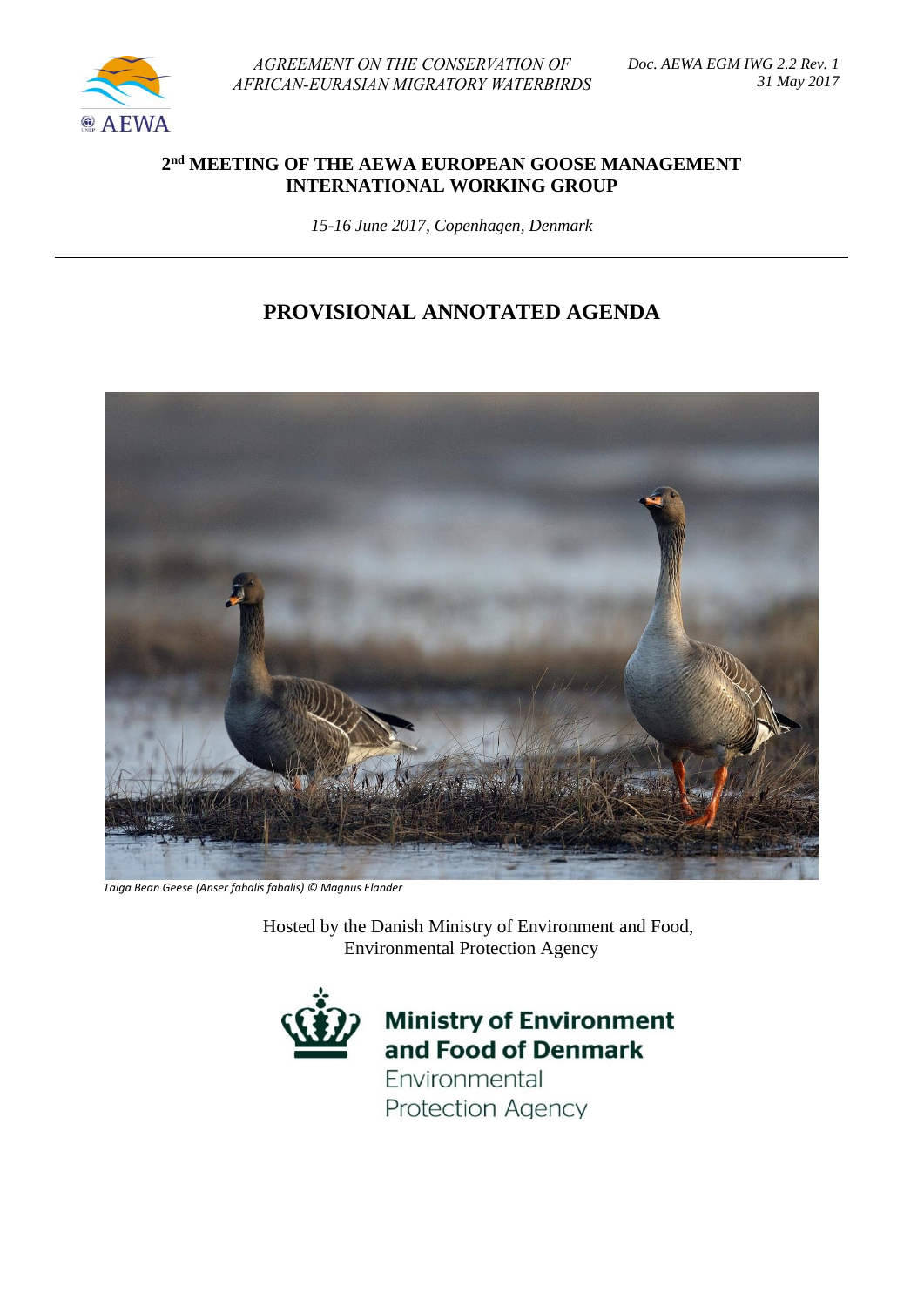AGREEMENT ON THE CONSERVATION OF AFRICAN-EURASIAN MIGRATORY WATERBIRDS

Doc. AEWA EGM IWG 2.2 Rev. 1
31 May 2017

# 2nd MEETING OF THE AEWA EUROPEAN GOOSE MANAGEMENT INTERNATIONAL WORKING GROUP

*15-16 June 2017, Copenhagen, Denmark*

---

## PROVISIONAL ANNOTATED AGENDA

*Taiga Bean Geese (Anser fabalis fabalis) © Magnus Elander*

Hosted by the Danish Ministry of Environment and Food, Environmental Protection Agency

**Ministry of Environment and Food of Denmark**
Environmental Protection Agency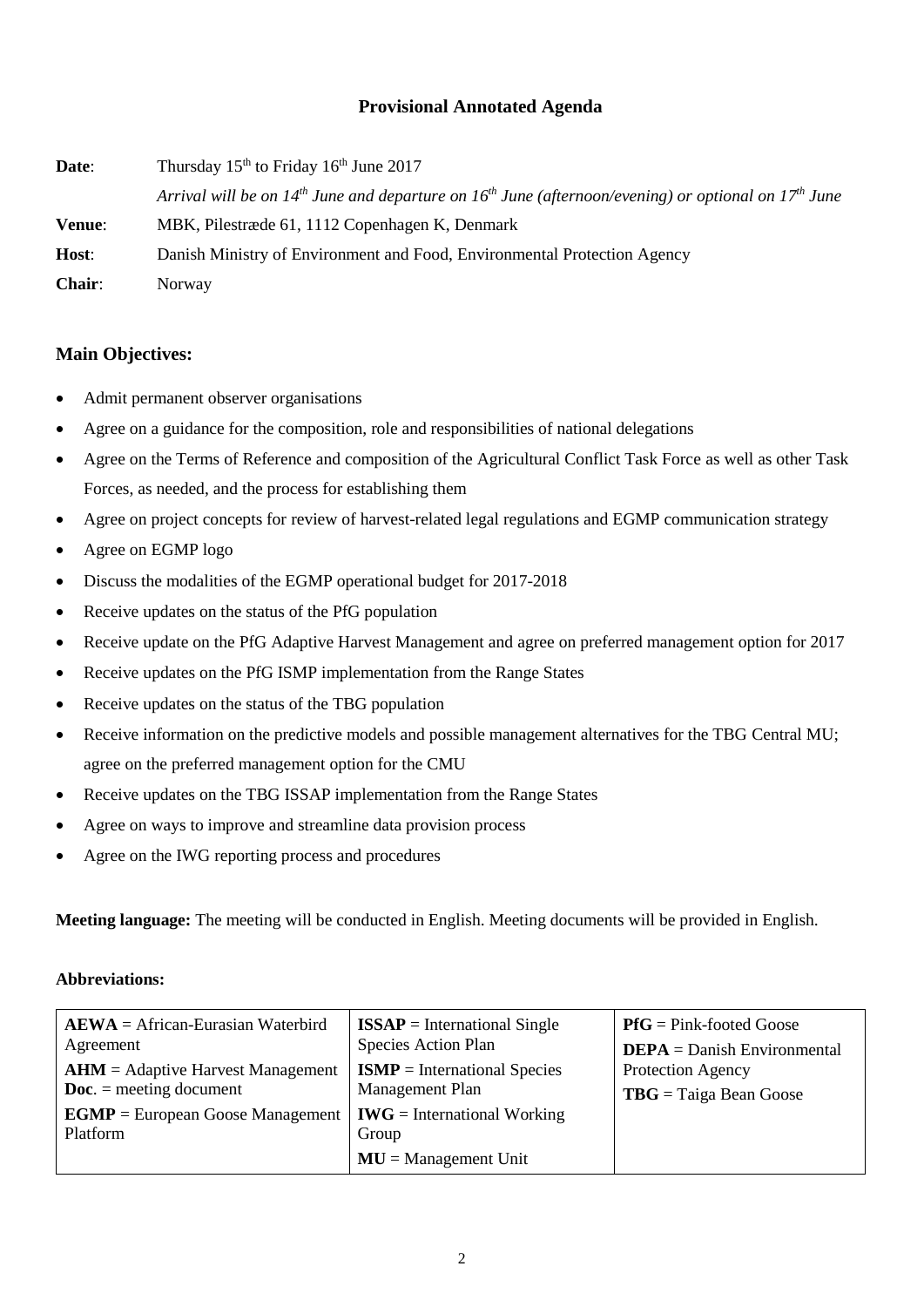## Provisional Annotated Agenda

**Date**: Thursday 15th to Friday 16th June 2017

*Arrival will be on 14th June and departure on 16th June (afternoon/evening) or optional on 17th June*

**Venue**: MBK, Pilestræde 61, 1112 Copenhagen K, Denmark

**Host**: Danish Ministry of Environment and Food, Environmental Protection Agency

**Chair**: Norway

### Main Objectives:

- Admit permanent observer organisations
- Agree on a guidance for the composition, role and responsibilities of national delegations
- Agree on the Terms of Reference and composition of the Agricultural Conflict Task Force as well as other Task Forces, as needed, and the process for establishing them
- Agree on project concepts for review of harvest-related legal regulations and EGMP communication strategy
- Agree on EGMP logo
- Discuss the modalities of the EGMP operational budget for 2017-2018
- Receive updates on the status of the PfG population
- Receive update on the PfG Adaptive Harvest Management and agree on preferred management option for 2017
- Receive updates on the PfG ISMP implementation from the Range States
- Receive updates on the status of the TBG population
- Receive information on the predictive models and possible management alternatives for the TBG Central MU; agree on the preferred management option for the CMU
- Receive updates on the TBG ISSAP implementation from the Range States
- Agree on ways to improve and streamline data provision process
- Agree on the IWG reporting process and procedures

**Meeting language:** The meeting will be conducted in English. Meeting documents will be provided in English.

**Abbreviations:**

| | | |
|---|---|---|
| **AEWA** = African-Eurasian Waterbird Agreement | **ISSAP** = International Single Species Action Plan | **PfG** = Pink-footed Goose |
| **AHM** = Adaptive Harvest Management | **ISMP** = International Species Management Plan | **DEPA** = Danish Environmental Protection Agency |
| **Doc**. = meeting document | **IWG** = International Working Group | **TBG** = Taiga Bean Goose |
| **EGMP** = European Goose Management Platform | **MU** = Management Unit | |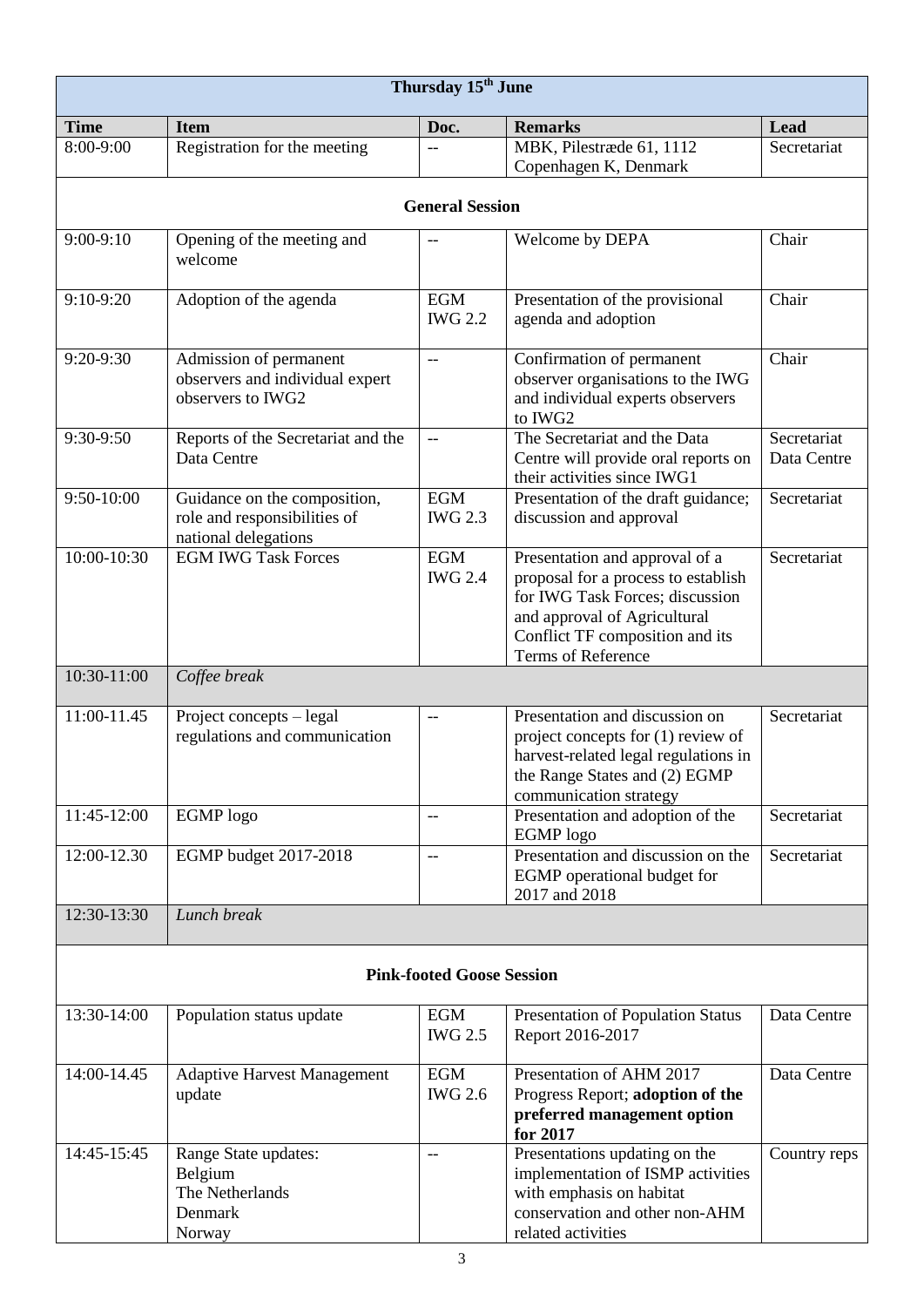| Thursday 15th June | | | | |
|---|---|---|---|---|
| **Time** | **Item** | **Doc.** | **Remarks** | **Lead** |
| 8:00-9:00 | Registration for the meeting | -- | MBK, Pilestræde 61, 1112 Copenhagen K, Denmark | Secretariat |
| **General Session** | | | | |
| 9:00-9:10 | Opening of the meeting and welcome | -- | Welcome by DEPA | Chair |
| 9:10-9:20 | Adoption of the agenda | EGM IWG 2.2 | Presentation of the provisional agenda and adoption | Chair |
| 9:20-9:30 | Admission of permanent observers and individual expert observers to IWG2 | -- | Confirmation of permanent observer organisations to the IWG and individual experts observers to IWG2 | Chair |
| 9:30-9:50 | Reports of the Secretariat and the Data Centre | -- | The Secretariat and the Data Centre will provide oral reports on their activities since IWG1 | Secretariat Data Centre |
| 9:50-10:00 | Guidance on the composition, role and responsibilities of national delegations | EGM IWG 2.3 | Presentation of the draft guidance; discussion and approval | Secretariat |
| 10:00-10:30 | EGM IWG Task Forces | EGM IWG 2.4 | Presentation and approval of a proposal for a process to establish for IWG Task Forces; discussion and approval of Agricultural Conflict TF composition and its Terms of Reference | Secretariat |
| 10:30-11:00 | *Coffee break* | | | |
| 11:00-11.45 | Project concepts – legal regulations and communication | -- | Presentation and discussion on project concepts for (1) review of harvest-related legal regulations in the Range States and (2) EGMP communication strategy | Secretariat |
| 11:45-12:00 | EGMP logo | -- | Presentation and adoption of the EGMP logo | Secretariat |
| 12:00-12.30 | EGMP budget 2017-2018 | -- | Presentation and discussion on the EGMP operational budget for 2017 and 2018 | Secretariat |
| 12:30-13:30 | *Lunch break* | | | |
| **Pink-footed Goose Session** | | | | |
| 13:30-14:00 | Population status update | EGM IWG 2.5 | Presentation of Population Status Report 2016-2017 | Data Centre |
| 14:00-14.45 | Adaptive Harvest Management update | EGM IWG 2.6 | Presentation of AHM 2017 Progress Report; **adoption of the preferred management option for 2017** | Data Centre |
| 14:45-15:45 | Range State updates:<br>Belgium<br>The Netherlands<br>Denmark<br>Norway | -- | Presentations updating on the implementation of ISMP activities with emphasis on habitat conservation and other non-AHM related activities | Country reps |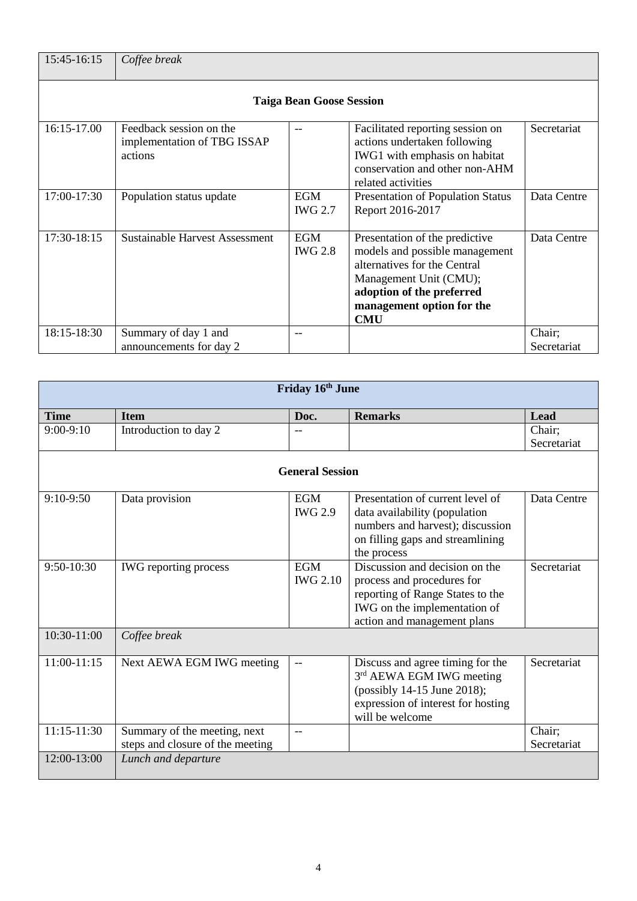| | | | | |
|---|---|---|---|---|
| 15:45-16:15 | *Coffee break* | | | |
| **Taiga Bean Goose Session** | | | | |
| 16:15-17.00 | Feedback session on the implementation of TBG ISSAP actions | -- | Facilitated reporting session on actions undertaken following IWG1 with emphasis on habitat conservation and other non-AHM related activities | Secretariat |
| 17:00-17:30 | Population status update | EGM IWG 2.7 | Presentation of Population Status Report 2016-2017 | Data Centre |
| 17:30-18:15 | Sustainable Harvest Assessment | EGM IWG 2.8 | Presentation of the predictive models and possible management alternatives for the Central Management Unit (CMU); **adoption of the preferred management option for the CMU** | Data Centre |
| 18:15-18:30 | Summary of day 1 and announcements for day 2 | -- | | Chair; Secretariat |

| **Friday 16th June** | | | | |
|---|---|---|---|---|
| **Time** | **Item** | **Doc.** | **Remarks** | **Lead** |
| 9:00-9:10 | Introduction to day 2 | -- | | Chair; Secretariat |
| **General Session** | | | | |
| 9:10-9:50 | Data provision | EGM IWG 2.9 | Presentation of current level of data availability (population numbers and harvest); discussion on filling gaps and streamlining the process | Data Centre |
| 9:50-10:30 | IWG reporting process | EGM IWG 2.10 | Discussion and decision on the process and procedures for reporting of Range States to the IWG on the implementation of action and management plans | Secretariat |
| 10:30-11:00 | *Coffee break* | | | |
| 11:00-11:15 | Next AEWA EGM IWG meeting | -- | Discuss and agree timing for the 3rd AEWA EGM IWG meeting (possibly 14-15 June 2018); expression of interest for hosting will be welcome | Secretariat |
| 11:15-11:30 | Summary of the meeting, next steps and closure of the meeting | -- | | Chair; Secretariat |
| 12:00-13:00 | *Lunch and departure* | | | |